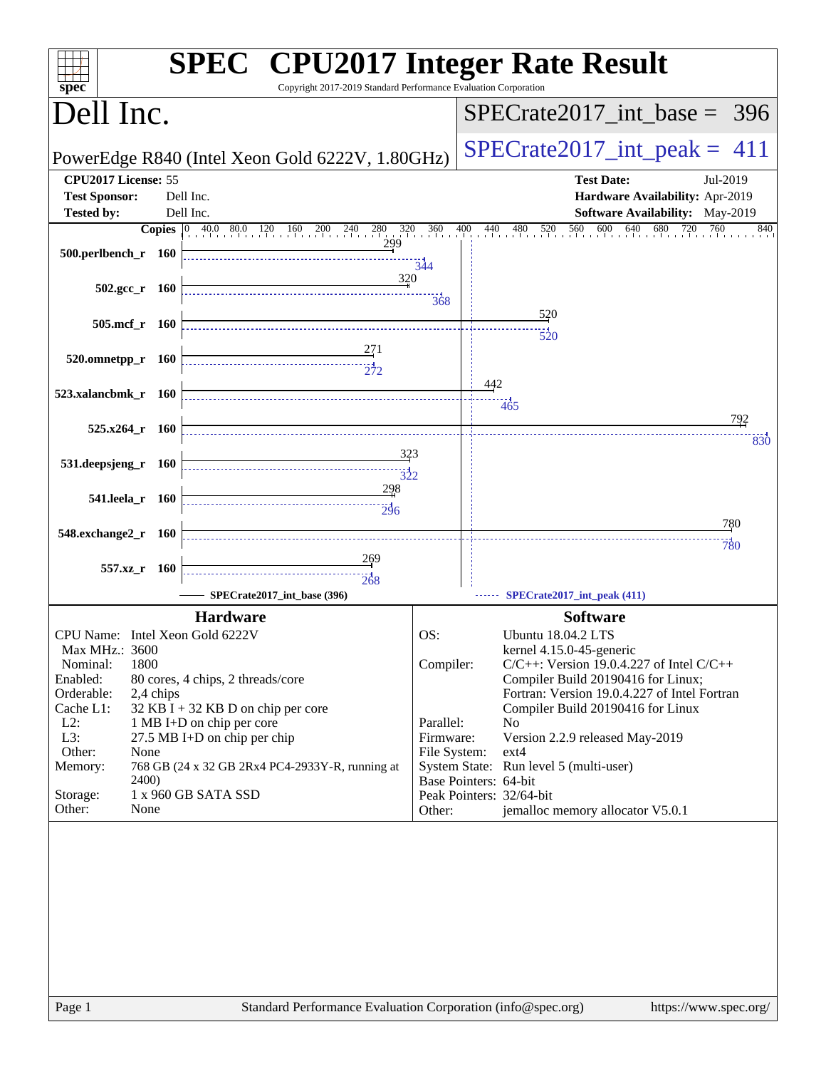# SPEC CPU2017 Integer Rate Result

Copyright 2017-2019 Standard Performance Evaluation Corporation

## Dell Inc.

PowerEdge R840 (Intel Xeon Gold 6222V, 1.80GHz)

SPECrate2017_int_base = 396

SPECrate2017_int_peak = 411

| | | | |
|---|---|---|---|
| **CPU2017 License:** | 55 | **Test Date:** | Jul-2019 |
| **Test Sponsor:** | Dell Inc. | **Hardware Availability:** | Apr-2019 |
| **Tested by:** | Dell Inc. | **Software Availability:** | May-2019 |

| Benchmark | Copies | Base | Peak |
|---|---|---|---|
| 500.perlbench_r | 160 | 299 | 344 |
| 502.gcc_r | 160 | 320 | 368 |
| 505.mcf_r | 160 | 520 | 520 |
| 520.omnetpp_r | 160 | 271 | 272 |
| 523.xalancbmk_r | 160 | 442 | 465 |
| 525.x264_r | 160 | 792 | 830 |
| 531.deepsjeng_r | 160 | 323 | 322 |
| 541.leela_r | 160 | 298 | 296 |
| 548.exchange2_r | 160 | 780 | 780 |
| 557.xz_r | 160 | 269 | 268 |

SPECrate2017_int_base (396) — SPECrate2017_int_peak (411)

### Hardware

| | |
|---|---|
| CPU Name: | Intel Xeon Gold 6222V |
| Max MHz.: | 3600 |
| Nominal: | 1800 |
| Enabled: | 80 cores, 4 chips, 2 threads/core |
| Orderable: | 2,4 chips |
| Cache L1: | 32 KB I + 32 KB D on chip per core |
| L2: | 1 MB I+D on chip per core |
| L3: | 27.5 MB I+D on chip per chip |
| Other: | None |
| Memory: | 768 GB (24 x 32 GB 2Rx4 PC4-2933Y-R, running at 2400) |
| Storage: | 1 x 960 GB SATA SSD |
| Other: | None |

### Software

| | |
|---|---|
| OS: | Ubuntu 18.04.2 LTS kernel 4.15.0-45-generic |
| Compiler: | C/C++: Version 19.0.4.227 of Intel C/C++ Compiler Build 20190416 for Linux; Fortran: Version 19.0.4.227 of Intel Fortran Compiler Build 20190416 for Linux |
| Parallel: | No |
| Firmware: | Version 2.2.9 released May-2019 |
| File System: | ext4 |
| System State: | Run level 5 (multi-user) |
| Base Pointers: | 64-bit |
| Peak Pointers: | 32/64-bit |
| Other: | jemalloc memory allocator V5.0.1 |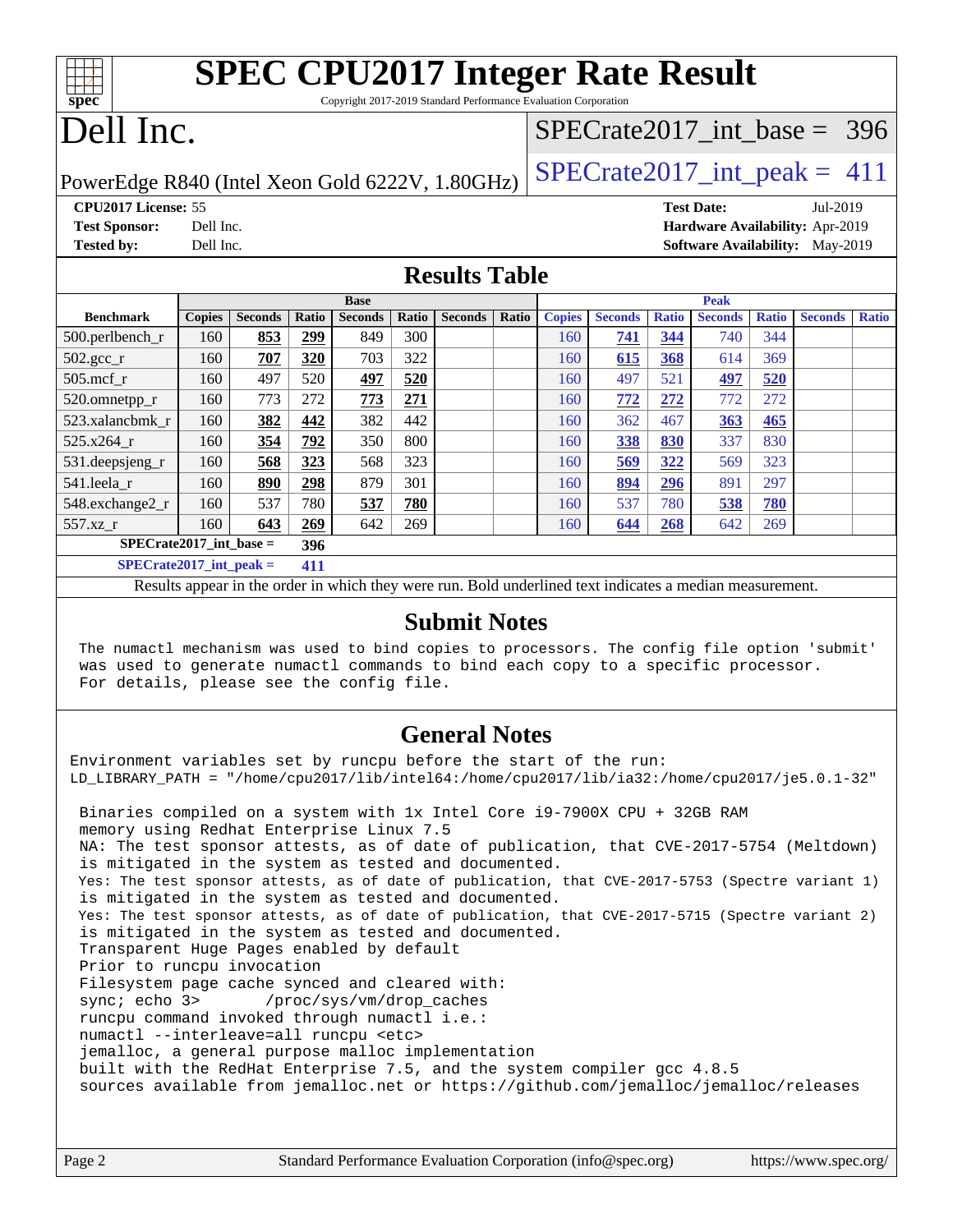# SPEC CPU2017 Integer Rate Result

Copyright 2017-2019 Standard Performance Evaluation Corporation

# Dell Inc.

PowerEdge R840 (Intel Xeon Gold 6222V, 1.80GHz)

SPECrate2017_int_base = 396

SPECrate2017_int_peak = 411

**CPU2017 License:** 55
**Test Sponsor:** Dell Inc.
**Tested by:** Dell Inc.

**Test Date:** Jul-2019
**Hardware Availability:** Apr-2019
**Software Availability:** May-2019

## Results Table

| | Base | | | | | | | Peak | | | | | | |
|---|---|---|---|---|---|---|---|---|---|---|---|---|---|---|
| **Benchmark** | **Copies** | **Seconds** | **Ratio** | **Seconds** | **Ratio** | **Seconds** | **Ratio** | **Copies** | **Seconds** | **Ratio** | **Seconds** | **Ratio** | **Seconds** | **Ratio** |
| 500.perlbench_r | 160 | **853** | **299** | 849 | 300 | | | 160 | **741** | **344** | 740 | 344 | | |
| 502.gcc_r | 160 | **707** | **320** | 703 | 322 | | | 160 | **615** | **368** | 614 | 369 | | |
| 505.mcf_r | 160 | 497 | 520 | **497** | **520** | | | 160 | 497 | 521 | **497** | **520** | | |
| 520.omnetpp_r | 160 | 773 | 272 | **773** | **271** | | | 160 | **772** | **272** | 772 | 272 | | |
| 523.xalancbmk_r | 160 | **382** | **442** | 382 | 442 | | | 160 | 362 | 467 | **363** | **465** | | |
| 525.x264_r | 160 | **354** | **792** | 350 | 800 | | | 160 | **338** | **830** | 337 | 830 | | |
| 531.deepsjeng_r | 160 | **568** | **323** | 568 | 323 | | | 160 | **569** | **322** | 569 | 323 | | |
| 541.leela_r | 160 | **890** | **298** | 879 | 301 | | | 160 | **894** | **296** | 891 | 297 | | |
| 548.exchange2_r | 160 | 537 | 780 | **537** | **780** | | | 160 | 537 | 780 | **538** | **780** | | |
| 557.xz_r | 160 | **643** | **269** | 642 | 269 | | | 160 | **644** | **268** | 642 | 269 | | |

**SPECrate2017_int_base = 396**

**SPECrate2017_int_peak = 411**

Results appear in the order in which they were run. Bold underlined text indicates a median measurement.

## Submit Notes

```
The numactl mechanism was used to bind copies to processors. The config file option 'submit'
was used to generate numactl commands to bind each copy to a specific processor.
For details, please see the config file.
```

## General Notes

```
Environment variables set by runcpu before the start of the run:
LD_LIBRARY_PATH = "/home/cpu2017/lib/intel64:/home/cpu2017/lib/ia32:/home/cpu2017/je5.0.1-32"

 Binaries compiled on a system with 1x Intel Core i9-7900X CPU + 32GB RAM
 memory using Redhat Enterprise Linux 7.5
 NA: The test sponsor attests, as of date of publication, that CVE-2017-5754 (Meltdown)
 is mitigated in the system as tested and documented.
 Yes: The test sponsor attests, as of date of publication, that CVE-2017-5753 (Spectre variant 1)
 is mitigated in the system as tested and documented.
 Yes: The test sponsor attests, as of date of publication, that CVE-2017-5715 (Spectre variant 2)
 is mitigated in the system as tested and documented.
 Transparent Huge Pages enabled by default
 Prior to runcpu invocation
 Filesystem page cache synced and cleared with:
 sync; echo 3>       /proc/sys/vm/drop_caches
 runcpu command invoked through numactl i.e.:
 numactl --interleave=all runcpu <etc>
 jemalloc, a general purpose malloc implementation
 built with the RedHat Enterprise 7.5, and the system compiler gcc 4.8.5
 sources available from jemalloc.net or https://github.com/jemalloc/jemalloc/releases
```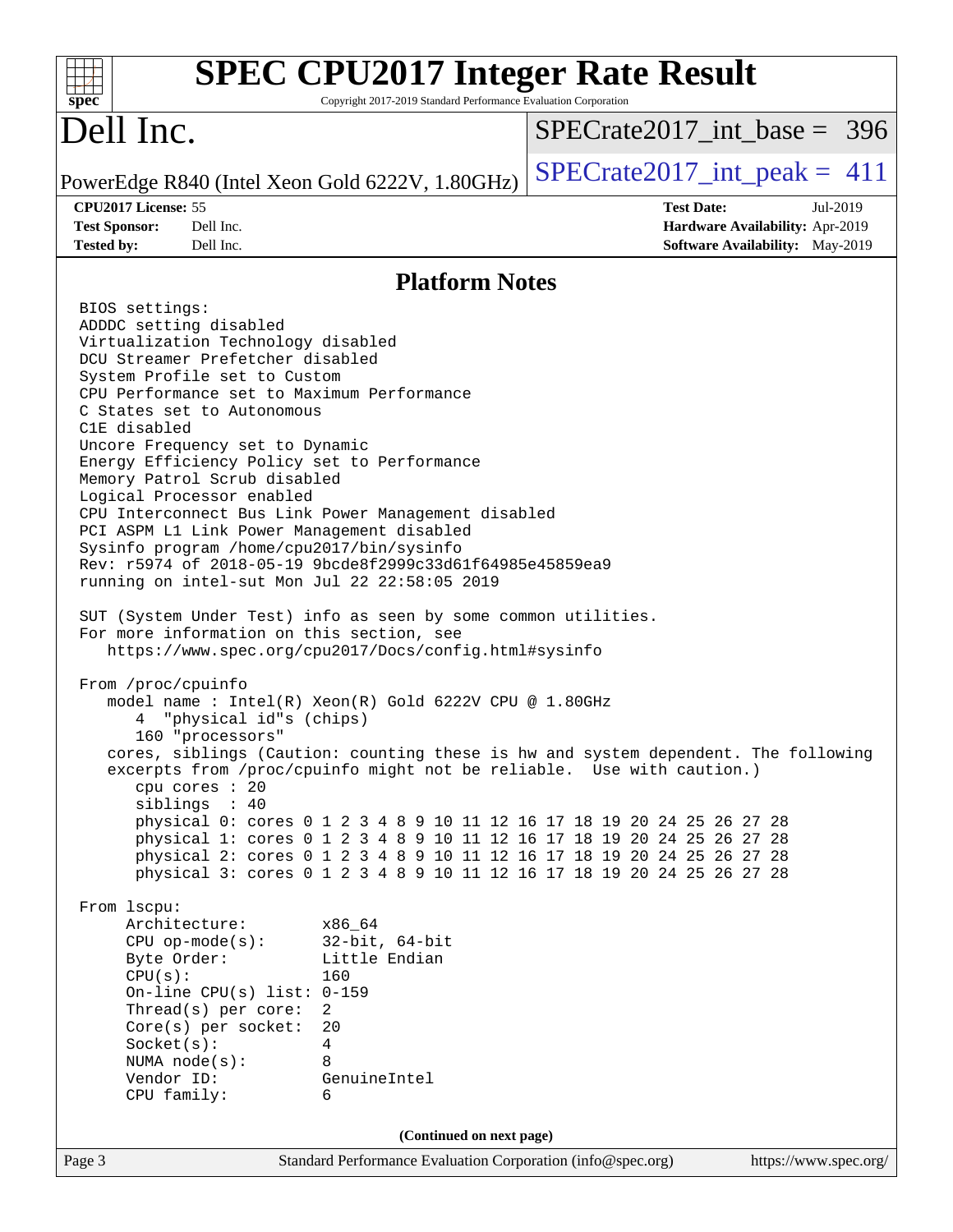## Platform Notes

```
BIOS settings:
ADDDC setting disabled
Virtualization Technology disabled
DCU Streamer Prefetcher disabled
System Profile set to Custom
CPU Performance set to Maximum Performance
C States set to Autonomous
C1E disabled
Uncore Frequency set to Dynamic
Energy Efficiency Policy set to Performance
Memory Patrol Scrub disabled
Logical Processor enabled
CPU Interconnect Bus Link Power Management disabled
PCI ASPM L1 Link Power Management disabled
Sysinfo program /home/cpu2017/bin/sysinfo
Rev: r5974 of 2018-05-19 9bcde8f2999c33d61f64985e45859ea9
running on intel-sut Mon Jul 22 22:58:05 2019

SUT (System Under Test) info as seen by some common utilities.
For more information on this section, see
   https://www.spec.org/cpu2017/Docs/config.html#sysinfo

From /proc/cpuinfo
   model name : Intel(R) Xeon(R) Gold 6222V CPU @ 1.80GHz
      4  "physical id"s (chips)
      160 "processors"
   cores, siblings (Caution: counting these is hw and system dependent. The following
   excerpts from /proc/cpuinfo might not be reliable.  Use with caution.)
      cpu cores : 20
      siblings  : 40
      physical 0: cores 0 1 2 3 4 8 9 10 11 12 16 17 18 19 20 24 25 26 27 28
      physical 1: cores 0 1 2 3 4 8 9 10 11 12 16 17 18 19 20 24 25 26 27 28
      physical 2: cores 0 1 2 3 4 8 9 10 11 12 16 17 18 19 20 24 25 26 27 28
      physical 3: cores 0 1 2 3 4 8 9 10 11 12 16 17 18 19 20 24 25 26 27 28

From lscpu:
     Architecture:        x86_64
     CPU op-mode(s):      32-bit, 64-bit
     Byte Order:          Little Endian
     CPU(s):              160
     On-line CPU(s) list: 0-159
     Thread(s) per core:  2
     Core(s) per socket:  20
     Socket(s):           4
     NUMA node(s):        8
     Vendor ID:           GenuineIntel
     CPU family:          6
```

(Continued on next page)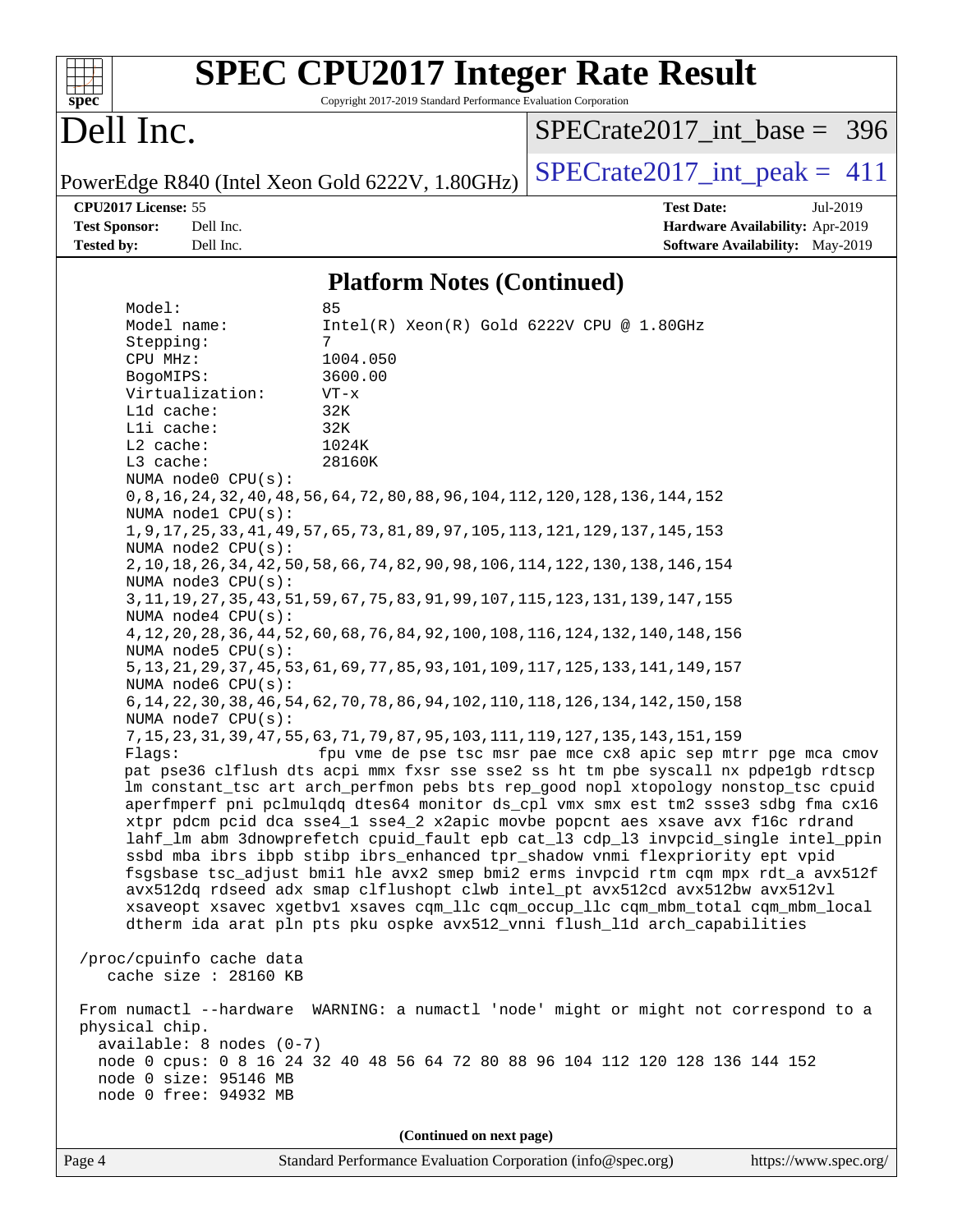## Platform Notes (Continued)

```
Model:                 85
Model name:            Intel(R) Xeon(R) Gold 6222V CPU @ 1.80GHz
Stepping:              7
CPU MHz:               1004.050
BogoMIPS:              3600.00
Virtualization:        VT-x
L1d cache:             32K
L1i cache:             32K
L2 cache:              1024K
L3 cache:              28160K
NUMA node0 CPU(s):
0,8,16,24,32,40,48,56,64,72,80,88,96,104,112,120,128,136,144,152
NUMA node1 CPU(s):
1,9,17,25,33,41,49,57,65,73,81,89,97,105,113,121,129,137,145,153
NUMA node2 CPU(s):
2,10,18,26,34,42,50,58,66,74,82,90,98,106,114,122,130,138,146,154
NUMA node3 CPU(s):
3,11,19,27,35,43,51,59,67,75,83,91,99,107,115,123,131,139,147,155
NUMA node4 CPU(s):
4,12,20,28,36,44,52,60,68,76,84,92,100,108,116,124,132,140,148,156
NUMA node5 CPU(s):
5,13,21,29,37,45,53,61,69,77,85,93,101,109,117,125,133,141,149,157
NUMA node6 CPU(s):
6,14,22,30,38,46,54,62,70,78,86,94,102,110,118,126,134,142,150,158
NUMA node7 CPU(s):
7,15,23,31,39,47,55,63,71,79,87,95,103,111,119,127,135,143,151,159
Flags:                 fpu vme de pse tsc msr pae mce cx8 apic sep mtrr pge mca cmov
pat pse36 clflush dts acpi mmx fxsr sse sse2 ss ht tm pbe syscall nx pdpe1gb rdtscp
lm constant_tsc art arch_perfmon pebs bts rep_good nopl xtopology nonstop_tsc cpuid
aperfmperf pni pclmulqdq dtes64 monitor ds_cpl vmx smx est tm2 ssse3 sdbg fma cx16
xtpr pdcm pcid dca sse4_1 sse4_2 x2apic movbe popcnt aes xsave avx f16c rdrand
lahf_lm abm 3dnowprefetch cpuid_fault epb cat_l3 cdp_l3 invpcid_single intel_ppin
ssbd mba ibrs ibpb stibp ibrs_enhanced tpr_shadow vnmi flexpriority ept vpid
fsgsbase tsc_adjust bmi1 hle avx2 smep bmi2 erms invpcid rtm cqm mpx rdt_a avx512f
avx512dq rdseed adx smap clflushopt clwb intel_pt avx512cd avx512bw avx512vl
xsaveopt xsavec xgetbv1 xsaves cqm_llc cqm_occup_llc cqm_mbm_total cqm_mbm_local
dtherm ida arat pln pts pku ospke avx512_vnni flush_l1d arch_capabilities

/proc/cpuinfo cache data
   cache size : 28160 KB

From numactl --hardware  WARNING: a numactl 'node' might or might not correspond to a
physical chip.
  available: 8 nodes (0-7)
  node 0 cpus: 0 8 16 24 32 40 48 56 64 72 80 88 96 104 112 120 128 136 144 152
  node 0 size: 95146 MB
  node 0 free: 94932 MB
```

(Continued on next page)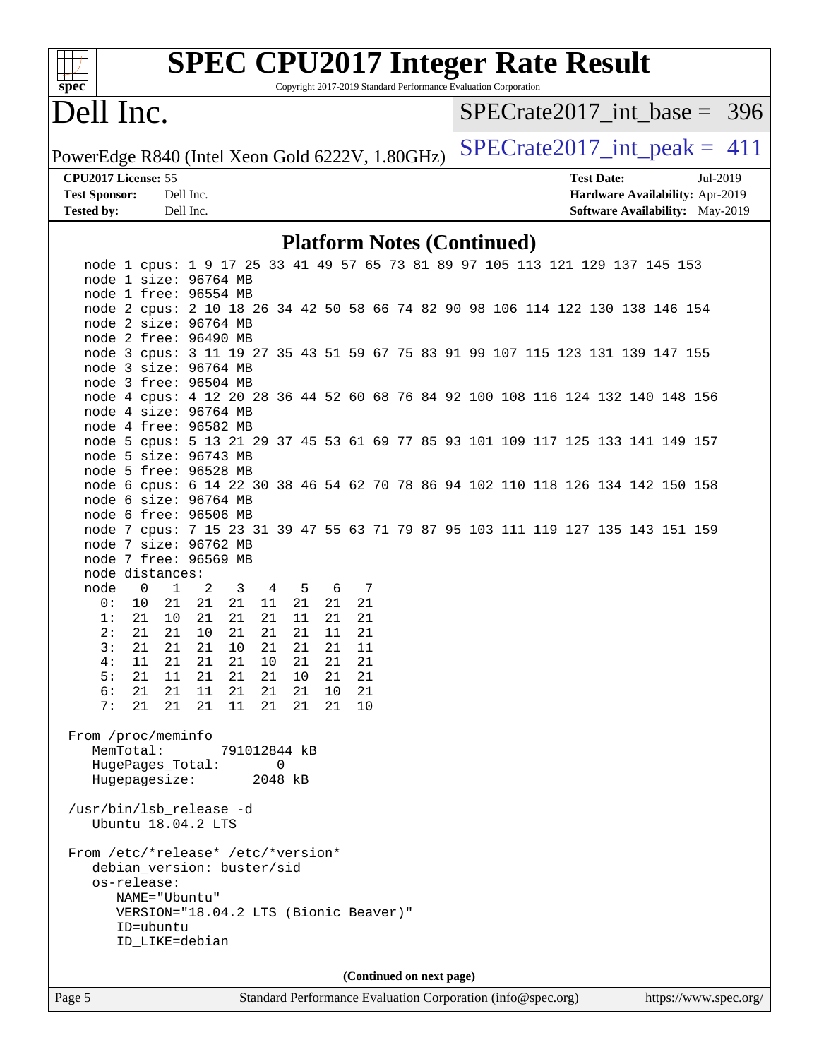# SPEC CPU2017 Integer Rate Result

Copyright 2017-2019 Standard Performance Evaluation Corporation

# Dell Inc.

PowerEdge R840 (Intel Xeon Gold 6222V, 1.80GHz)

SPECrate2017_int_base = 396

SPECrate2017_int_peak = 411

**CPU2017 License:** 55
**Test Sponsor:** Dell Inc.
**Tested by:** Dell Inc.

**Test Date:** Jul-2019
**Hardware Availability:** Apr-2019
**Software Availability:** May-2019

## Platform Notes (Continued)

```
    node 1 cpus: 1 9 17 25 33 41 49 57 65 73 81 89 97 105 113 121 129 137 145 153
    node 1 size: 96764 MB
    node 1 free: 96554 MB
    node 2 cpus: 2 10 18 26 34 42 50 58 66 74 82 90 98 106 114 122 130 138 146 154
    node 2 size: 96764 MB
    node 2 free: 96490 MB
    node 3 cpus: 3 11 19 27 35 43 51 59 67 75 83 91 99 107 115 123 131 139 147 155
    node 3 size: 96764 MB
    node 3 free: 96504 MB
    node 4 cpus: 4 12 20 28 36 44 52 60 68 76 84 92 100 108 116 124 132 140 148 156
    node 4 size: 96764 MB
    node 4 free: 96582 MB
    node 5 cpus: 5 13 21 29 37 45 53 61 69 77 85 93 101 109 117 125 133 141 149 157
    node 5 size: 96743 MB
    node 5 free: 96528 MB
    node 6 cpus: 6 14 22 30 38 46 54 62 70 78 86 94 102 110 118 126 134 142 150 158
    node 6 size: 96764 MB
    node 6 free: 96506 MB
    node 7 cpus: 7 15 23 31 39 47 55 63 71 79 87 95 103 111 119 127 135 143 151 159
    node 7 size: 96762 MB
    node 7 free: 96569 MB
    node distances:
    node   0   1   2   3   4   5   6   7
      0:  10  21  21  21  11  21  21  21
      1:  21  10  21  21  21  11  21  21
      2:  21  21  10  21  21  21  11  21
      3:  21  21  21  10  21  21  21  11
      4:  11  21  21  21  10  21  21  21
      5:  21  11  21  21  21  10  21  21
      6:  21  21  11  21  21  21  10  21
      7:  21  21  21  11  21  21  21  10

 From /proc/meminfo
    MemTotal:       791012844 kB
    HugePages_Total:       0
    Hugepagesize:       2048 kB

 /usr/bin/lsb_release -d
    Ubuntu 18.04.2 LTS

 From /etc/*release* /etc/*version*
    debian_version: buster/sid
    os-release:
       NAME="Ubuntu"
       VERSION="18.04.2 LTS (Bionic Beaver)"
       ID=ubuntu
       ID_LIKE=debian
```

(Continued on next page)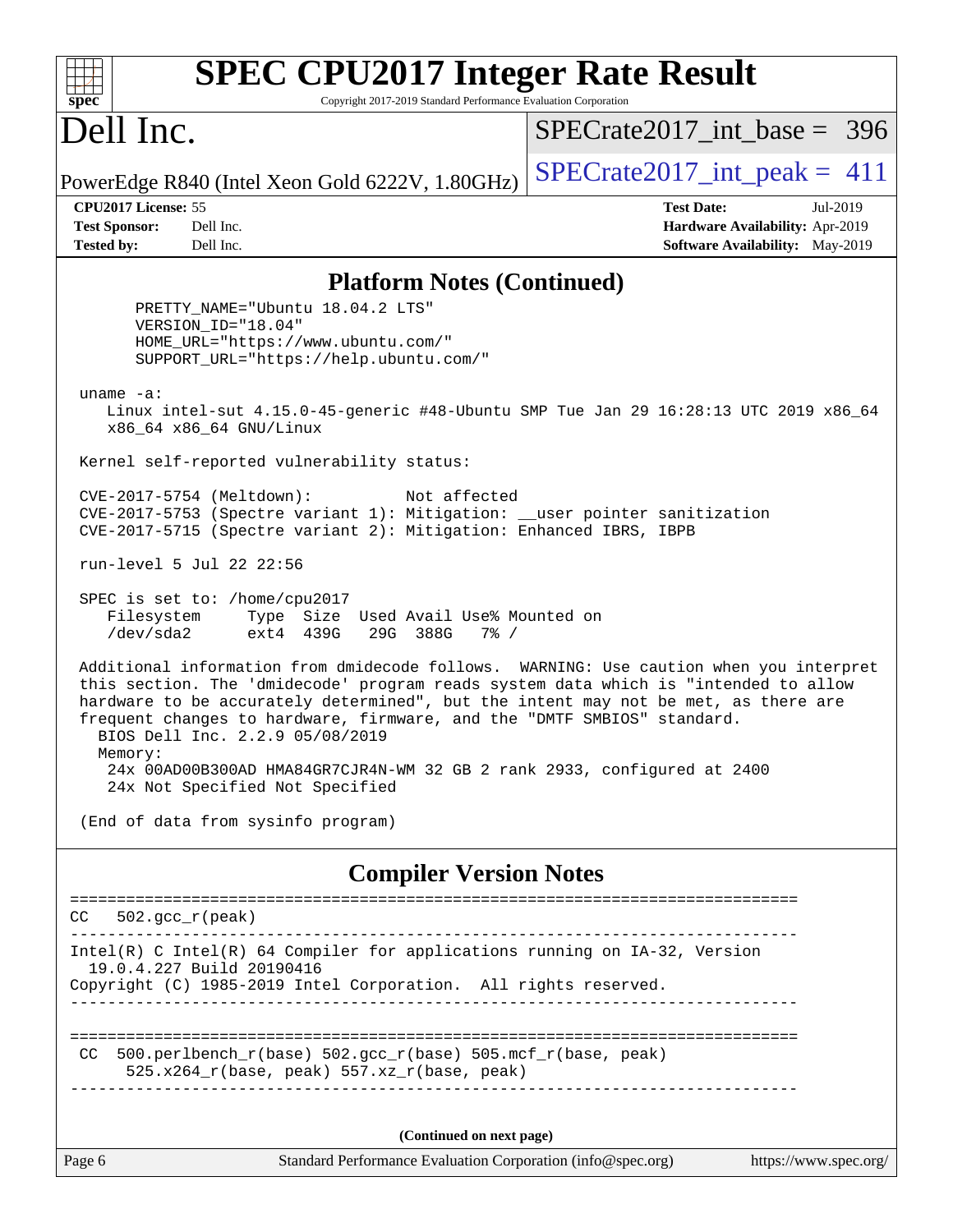# SPEC CPU2017 Integer Rate Result

Copyright 2017-2019 Standard Performance Evaluation Corporation

# Dell Inc.

PowerEdge R840 (Intel Xeon Gold 6222V, 1.80GHz)

SPECrate2017_int_base = 396

SPECrate2017_int_peak = 411

**CPU2017 License:** 55
**Test Sponsor:** Dell Inc.
**Tested by:** Dell Inc.

**Test Date:** Jul-2019
**Hardware Availability:** Apr-2019
**Software Availability:** May-2019

## Platform Notes (Continued)

```
      PRETTY_NAME="Ubuntu 18.04.2 LTS"
      VERSION_ID="18.04"
      HOME_URL="https://www.ubuntu.com/"
      SUPPORT_URL="https://help.ubuntu.com/"

 uname -a:
    Linux intel-sut 4.15.0-45-generic #48-Ubuntu SMP Tue Jan 29 16:28:13 UTC 2019 x86_64
    x86_64 x86_64 GNU/Linux

 Kernel self-reported vulnerability status:

 CVE-2017-5754 (Meltdown):          Not affected
 CVE-2017-5753 (Spectre variant 1): Mitigation: __user pointer sanitization
 CVE-2017-5715 (Spectre variant 2): Mitigation: Enhanced IBRS, IBPB

 run-level 5 Jul 22 22:56

 SPEC is set to: /home/cpu2017
    Filesystem     Type  Size  Used Avail Use% Mounted on
    /dev/sda2      ext4  439G   29G  388G   7% /

 Additional information from dmidecode follows.  WARNING: Use caution when you interpret
 this section. The 'dmidecode' program reads system data which is "intended to allow
 hardware to be accurately determined", but the intent may not be met, as there are
 frequent changes to hardware, firmware, and the "DMTF SMBIOS" standard.
   BIOS Dell Inc. 2.2.9 05/08/2019
   Memory:
    24x 00AD00B300AD HMA84GR7CJR4N-WM 32 GB 2 rank 2933, configured at 2400
    24x Not Specified Not Specified

 (End of data from sysinfo program)
```

## Compiler Version Notes

```
==============================================================================
CC   502.gcc_r(peak)
------------------------------------------------------------------------------
Intel(R) C Intel(R) 64 Compiler for applications running on IA-32, Version
  19.0.4.227 Build 20190416
Copyright (C) 1985-2019 Intel Corporation.  All rights reserved.
------------------------------------------------------------------------------

==============================================================================
 CC  500.perlbench_r(base) 502.gcc_r(base) 505.mcf_r(base, peak)
      525.x264_r(base, peak) 557.xz_r(base, peak)
------------------------------------------------------------------------------
```

(Continued on next page)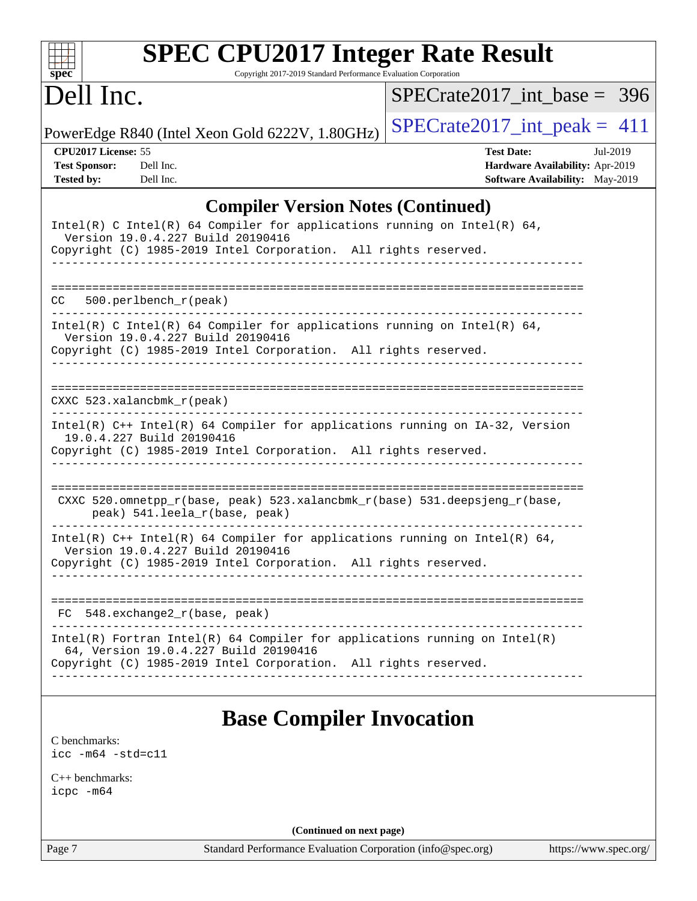## Compiler Version Notes (Continued)

```
Intel(R) C Intel(R) 64 Compiler for applications running on Intel(R) 64,
  Version 19.0.4.227 Build 20190416
Copyright (C) 1985-2019 Intel Corporation.  All rights reserved.
------------------------------------------------------------------------------

==============================================================================
CC  500.perlbench_r(peak)
------------------------------------------------------------------------------
Intel(R) C Intel(R) 64 Compiler for applications running on Intel(R) 64,
  Version 19.0.4.227 Build 20190416
Copyright (C) 1985-2019 Intel Corporation.  All rights reserved.
------------------------------------------------------------------------------

==============================================================================
CXXC 523.xalancbmk_r(peak)
------------------------------------------------------------------------------
Intel(R) C++ Intel(R) 64 Compiler for applications running on IA-32, Version
  19.0.4.227 Build 20190416
Copyright (C) 1985-2019 Intel Corporation.  All rights reserved.
------------------------------------------------------------------------------

==============================================================================
 CXXC 520.omnetpp_r(base, peak) 523.xalancbmk_r(base) 531.deepsjeng_r(base,
      peak) 541.leela_r(base, peak)
------------------------------------------------------------------------------
Intel(R) C++ Intel(R) 64 Compiler for applications running on Intel(R) 64,
  Version 19.0.4.227 Build 20190416
Copyright (C) 1985-2019 Intel Corporation.  All rights reserved.
------------------------------------------------------------------------------

==============================================================================
 FC  548.exchange2_r(base, peak)
------------------------------------------------------------------------------
Intel(R) Fortran Intel(R) 64 Compiler for applications running on Intel(R)
  64, Version 19.0.4.227 Build 20190416
Copyright (C) 1985-2019 Intel Corporation.  All rights reserved.
------------------------------------------------------------------------------
```

## Base Compiler Invocation

C benchmarks:
icc -m64 -std=c11

C++ benchmarks:
icpc -m64

(Continued on next page)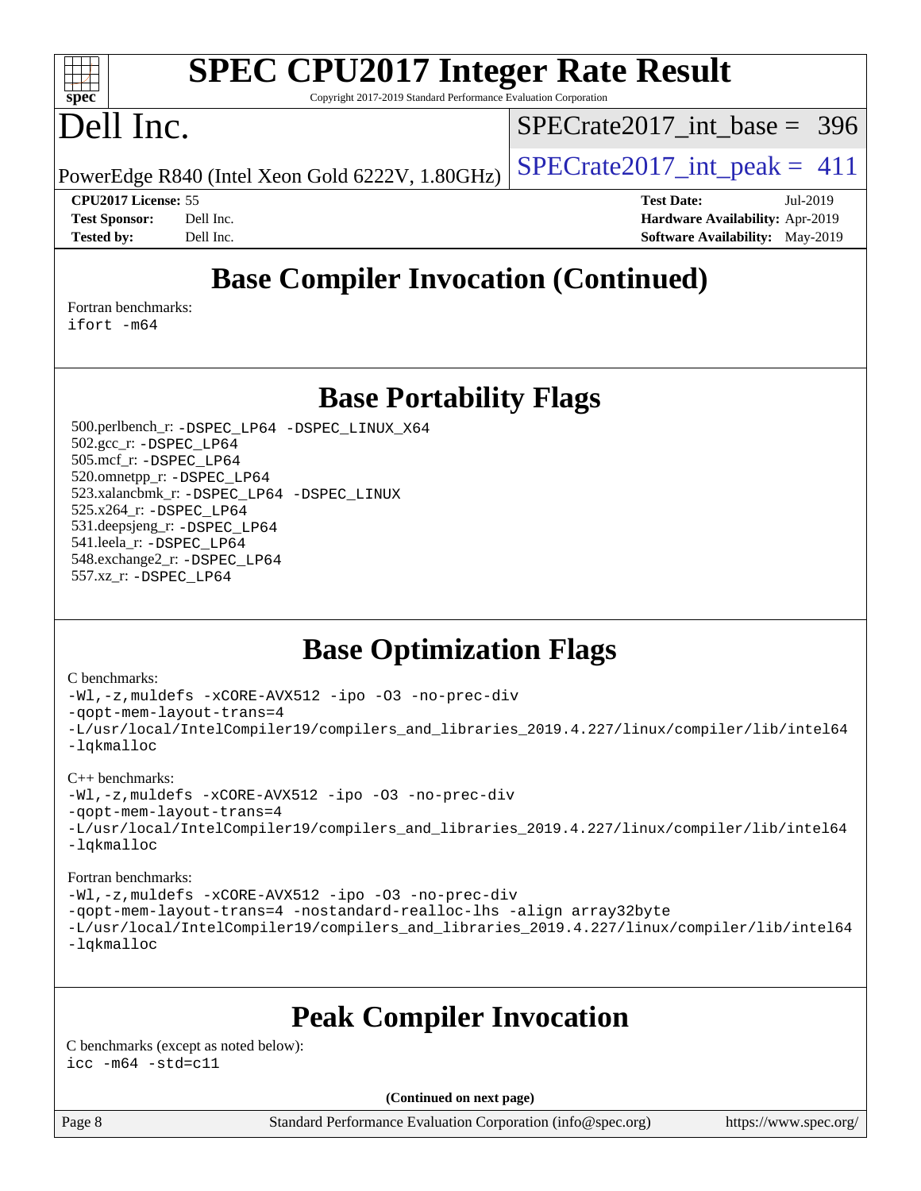# SPEC CPU2017 Integer Rate Result

Copyright 2017-2019 Standard Performance Evaluation Corporation

# Dell Inc.

PowerEdge R840 (Intel Xeon Gold 6222V, 1.80GHz)

SPECrate2017_int_base = 396

SPECrate2017_int_peak = 411

**CPU2017 License:** 55
**Test Sponsor:** Dell Inc.
**Tested by:** Dell Inc.

**Test Date:** Jul-2019
**Hardware Availability:** Apr-2019
**Software Availability:** May-2019

## Base Compiler Invocation (Continued)

Fortran benchmarks:
```
ifort -m64
```

## Base Portability Flags

500.perlbench_r: `-DSPEC_LP64 -DSPEC_LINUX_X64`
502.gcc_r: `-DSPEC_LP64`
505.mcf_r: `-DSPEC_LP64`
520.omnetpp_r: `-DSPEC_LP64`
523.xalancbmk_r: `-DSPEC_LP64 -DSPEC_LINUX`
525.x264_r: `-DSPEC_LP64`
531.deepsjeng_r: `-DSPEC_LP64`
541.leela_r: `-DSPEC_LP64`
548.exchange2_r: `-DSPEC_LP64`
557.xz_r: `-DSPEC_LP64`

## Base Optimization Flags

C benchmarks:
```
-Wl,-z,muldefs -xCORE-AVX512 -ipo -O3 -no-prec-div
-qopt-mem-layout-trans=4
-L/usr/local/IntelCompiler19/compilers_and_libraries_2019.4.227/linux/compiler/lib/intel64
-lqkmalloc
```

C++ benchmarks:
```
-Wl,-z,muldefs -xCORE-AVX512 -ipo -O3 -no-prec-div
-qopt-mem-layout-trans=4
-L/usr/local/IntelCompiler19/compilers_and_libraries_2019.4.227/linux/compiler/lib/intel64
-lqkmalloc
```

Fortran benchmarks:
```
-Wl,-z,muldefs -xCORE-AVX512 -ipo -O3 -no-prec-div
-qopt-mem-layout-trans=4 -nostandard-realloc-lhs -align array32byte
-L/usr/local/IntelCompiler19/compilers_and_libraries_2019.4.227/linux/compiler/lib/intel64
-lqkmalloc
```

## Peak Compiler Invocation

C benchmarks (except as noted below):
```
icc -m64 -std=c11
```

**(Continued on next page)**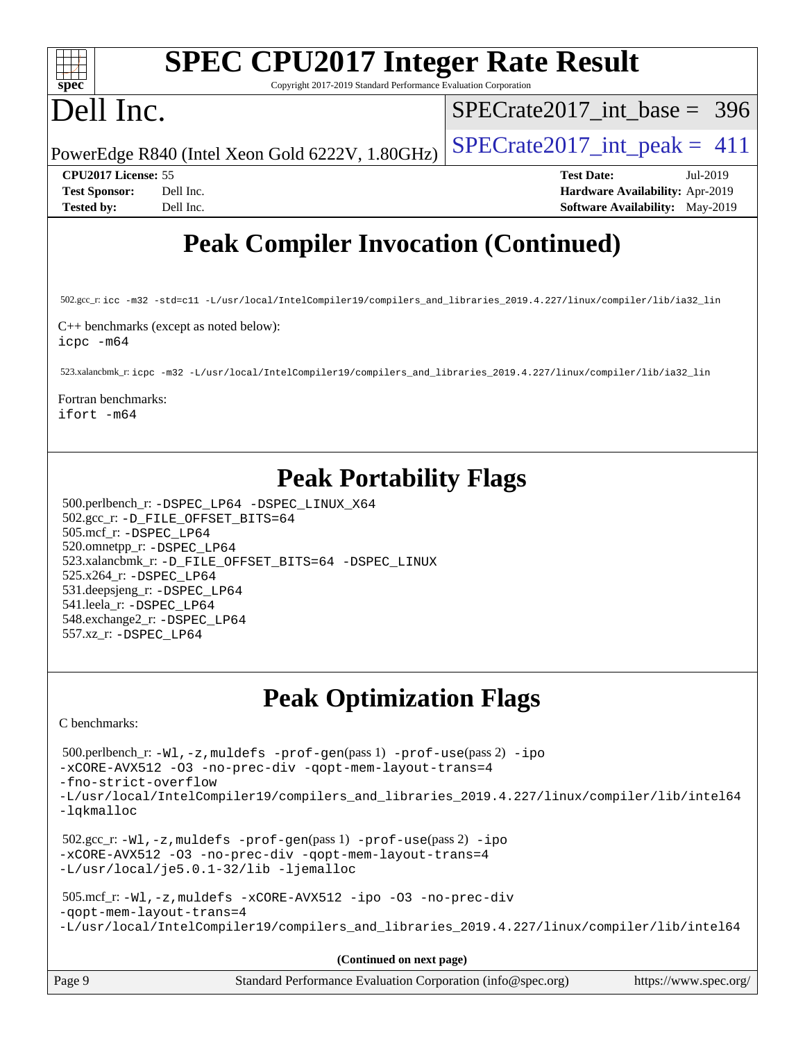# Peak Compiler Invocation (Continued)

502.gcc_r: icc -m32 -std=c11 -L/usr/local/IntelCompiler19/compilers_and_libraries_2019.4.227/linux/compiler/lib/ia32_lin

C++ benchmarks (except as noted below):
icpc -m64

523.xalancbmk_r: icpc -m32 -L/usr/local/IntelCompiler19/compilers_and_libraries_2019.4.227/linux/compiler/lib/ia32_lin

Fortran benchmarks:
ifort -m64

# Peak Portability Flags

500.perlbench_r: -DSPEC_LP64 -DSPEC_LINUX_X64
502.gcc_r: -D_FILE_OFFSET_BITS=64
505.mcf_r: -DSPEC_LP64
520.omnetpp_r: -DSPEC_LP64
523.xalancbmk_r: -D_FILE_OFFSET_BITS=64 -DSPEC_LINUX
525.x264_r: -DSPEC_LP64
531.deepsjeng_r: -DSPEC_LP64
541.leela_r: -DSPEC_LP64
548.exchange2_r: -DSPEC_LP64
557.xz_r: -DSPEC_LP64

# Peak Optimization Flags

C benchmarks:

500.perlbench_r: -Wl,-z,muldefs -prof-gen(pass 1) -prof-use(pass 2) -ipo -xCORE-AVX512 -O3 -no-prec-div -qopt-mem-layout-trans=4 -fno-strict-overflow -L/usr/local/IntelCompiler19/compilers_and_libraries_2019.4.227/linux/compiler/lib/intel64 -lqkmalloc

502.gcc_r: -Wl,-z,muldefs -prof-gen(pass 1) -prof-use(pass 2) -ipo -xCORE-AVX512 -O3 -no-prec-div -qopt-mem-layout-trans=4 -L/usr/local/je5.0.1-32/lib -ljemalloc

505.mcf_r: -Wl,-z,muldefs -xCORE-AVX512 -ipo -O3 -no-prec-div -qopt-mem-layout-trans=4 -L/usr/local/IntelCompiler19/compilers_and_libraries_2019.4.227/linux/compiler/lib/intel64

(Continued on next page)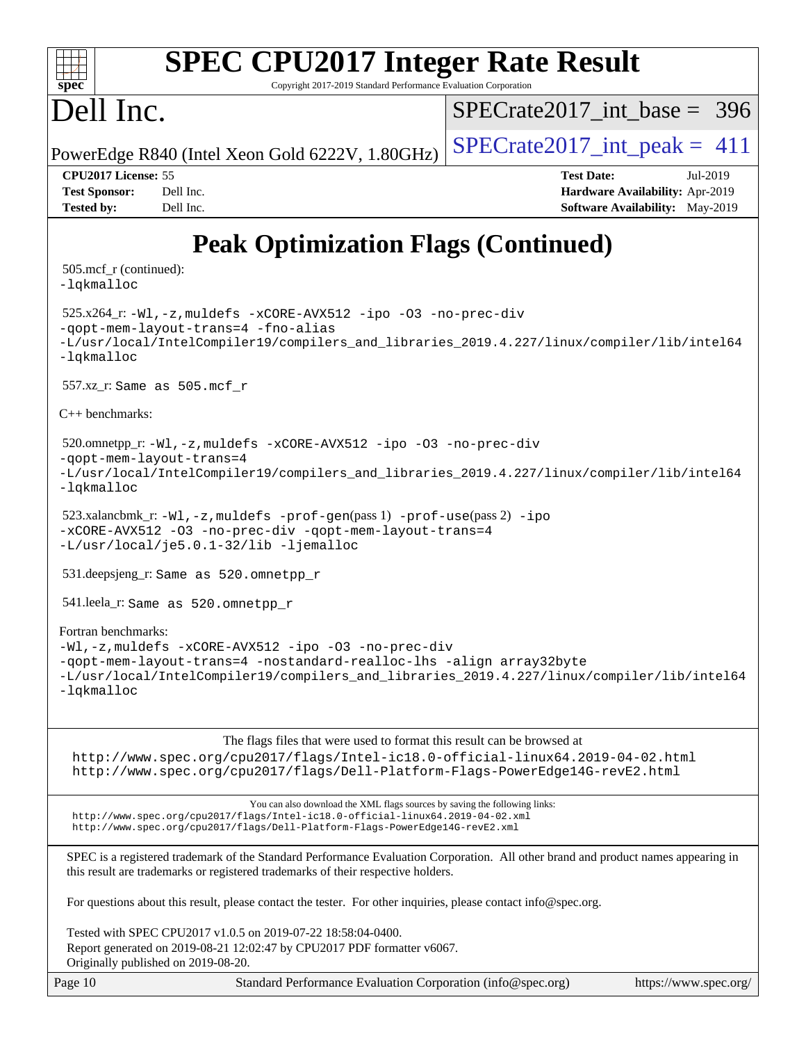# Peak Optimization Flags (Continued)

505.mcf_r (continued):
-lqkmalloc

525.x264_r: -Wl,-z,muldefs -xCORE-AVX512 -ipo -O3 -no-prec-div
-qopt-mem-layout-trans=4 -fno-alias
-L/usr/local/IntelCompiler19/compilers_and_libraries_2019.4.227/linux/compiler/lib/intel64
-lqkmalloc

557.xz_r: Same as 505.mcf_r

C++ benchmarks:

520.omnetpp_r: -Wl,-z,muldefs -xCORE-AVX512 -ipo -O3 -no-prec-div
-qopt-mem-layout-trans=4
-L/usr/local/IntelCompiler19/compilers_and_libraries_2019.4.227/linux/compiler/lib/intel64
-lqkmalloc

523.xalancbmk_r: -Wl,-z,muldefs -prof-gen(pass 1) -prof-use(pass 2) -ipo
-xCORE-AVX512 -O3 -no-prec-div -qopt-mem-layout-trans=4
-L/usr/local/je5.0.1-32/lib -ljemalloc

531.deepsjeng_r: Same as 520.omnetpp_r

541.leela_r: Same as 520.omnetpp_r

Fortran benchmarks:
-Wl,-z,muldefs -xCORE-AVX512 -ipo -O3 -no-prec-div
-qopt-mem-layout-trans=4 -nostandard-realloc-lhs -align array32byte
-L/usr/local/IntelCompiler19/compilers_and_libraries_2019.4.227/linux/compiler/lib/intel64
-lqkmalloc

The flags files that were used to format this result can be browsed at
http://www.spec.org/cpu2017/flags/Intel-ic18.0-official-linux64.2019-04-02.html
http://www.spec.org/cpu2017/flags/Dell-Platform-Flags-PowerEdge14G-revE2.html

You can also download the XML flags sources by saving the following links:
http://www.spec.org/cpu2017/flags/Intel-ic18.0-official-linux64.2019-04-02.xml
http://www.spec.org/cpu2017/flags/Dell-Platform-Flags-PowerEdge14G-revE2.xml

SPEC is a registered trademark of the Standard Performance Evaluation Corporation. All other brand and product names appearing in this result are trademarks or registered trademarks of their respective holders.

For questions about this result, please contact the tester. For other inquiries, please contact info@spec.org.

Tested with SPEC CPU2017 v1.0.5 on 2019-07-22 18:58:04-0400.
Report generated on 2019-08-21 12:02:47 by CPU2017 PDF formatter v6067.
Originally published on 2019-08-20.